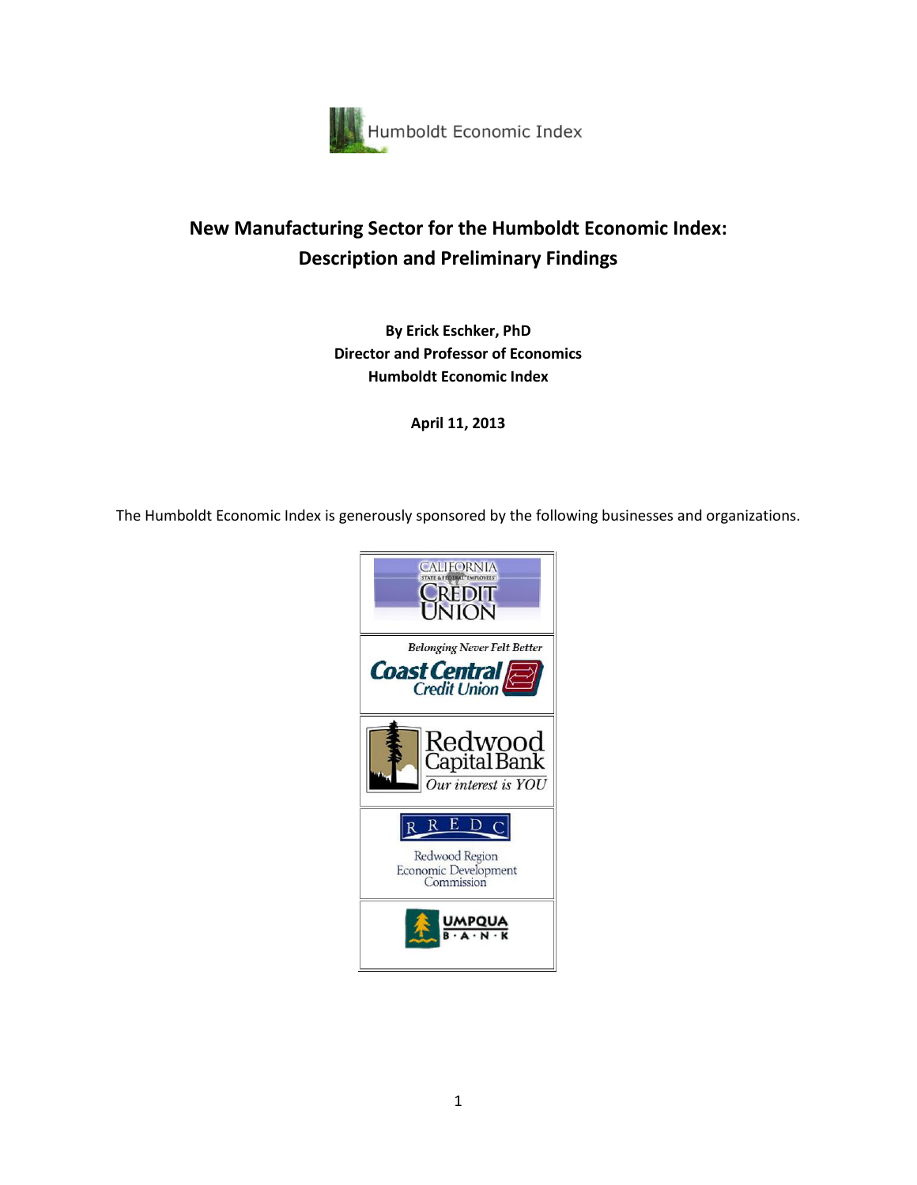Humboldt Economic Index

# New Manufacturing Sector for the Humboldt Economic Index: Description and Preliminary Findings

**By Erick Eschker, PhD**
**Director and Professor of Economics**
**Humboldt Economic Index**

**April 11, 2013**

The Humboldt Economic Index is generously sponsored by the following businesses and organizations.

California State & Federal Employees Credit Union

Belonging Never Felt Better
Coast Central Credit Union

Redwood Capital Bank
Our interest is YOU

RREDC
Redwood Region Economic Development Commission

Umpqua Bank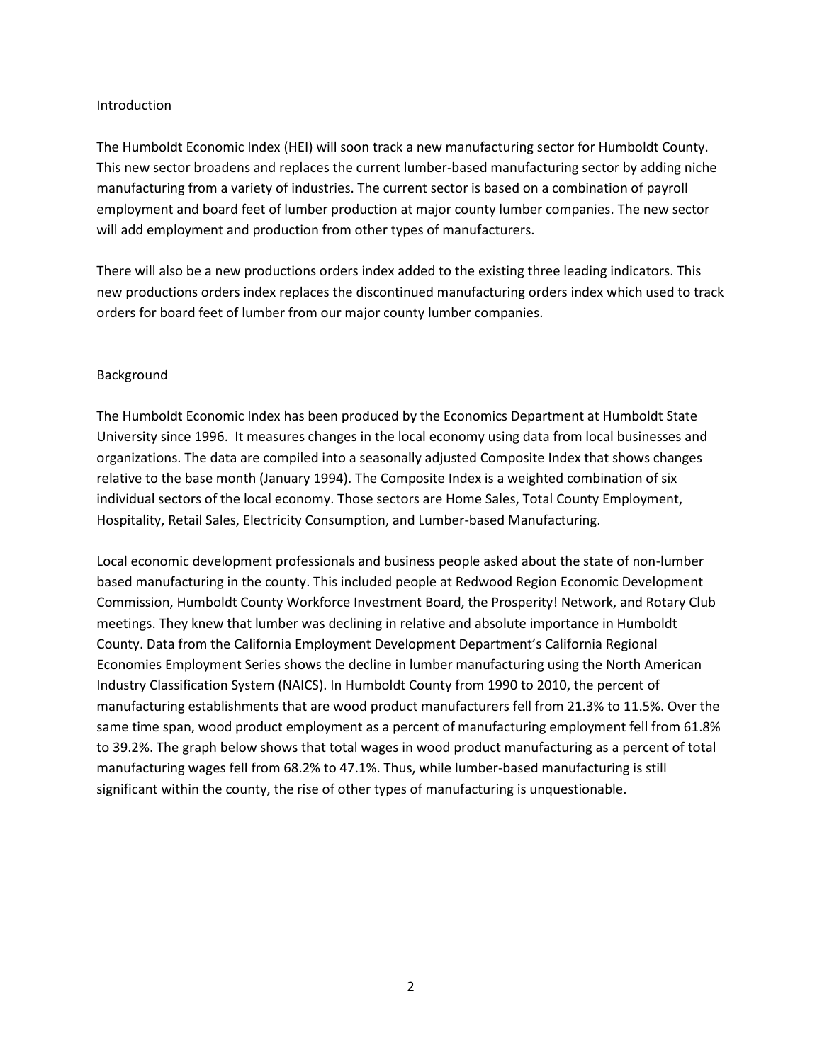## Introduction

The Humboldt Economic Index (HEI) will soon track a new manufacturing sector for Humboldt County. This new sector broadens and replaces the current lumber-based manufacturing sector by adding niche manufacturing from a variety of industries. The current sector is based on a combination of payroll employment and board feet of lumber production at major county lumber companies. The new sector will add employment and production from other types of manufacturers.

There will also be a new productions orders index added to the existing three leading indicators. This new productions orders index replaces the discontinued manufacturing orders index which used to track orders for board feet of lumber from our major county lumber companies.

## Background

The Humboldt Economic Index has been produced by the Economics Department at Humboldt State University since 1996. It measures changes in the local economy using data from local businesses and organizations. The data are compiled into a seasonally adjusted Composite Index that shows changes relative to the base month (January 1994). The Composite Index is a weighted combination of six individual sectors of the local economy. Those sectors are Home Sales, Total County Employment, Hospitality, Retail Sales, Electricity Consumption, and Lumber-based Manufacturing.

Local economic development professionals and business people asked about the state of non-lumber based manufacturing in the county. This included people at Redwood Region Economic Development Commission, Humboldt County Workforce Investment Board, the Prosperity! Network, and Rotary Club meetings. They knew that lumber was declining in relative and absolute importance in Humboldt County. Data from the California Employment Development Department's California Regional Economies Employment Series shows the decline in lumber manufacturing using the North American Industry Classification System (NAICS). In Humboldt County from 1990 to 2010, the percent of manufacturing establishments that are wood product manufacturers fell from 21.3% to 11.5%. Over the same time span, wood product employment as a percent of manufacturing employment fell from 61.8% to 39.2%. The graph below shows that total wages in wood product manufacturing as a percent of total manufacturing wages fell from 68.2% to 47.1%. Thus, while lumber-based manufacturing is still significant within the county, the rise of other types of manufacturing is unquestionable.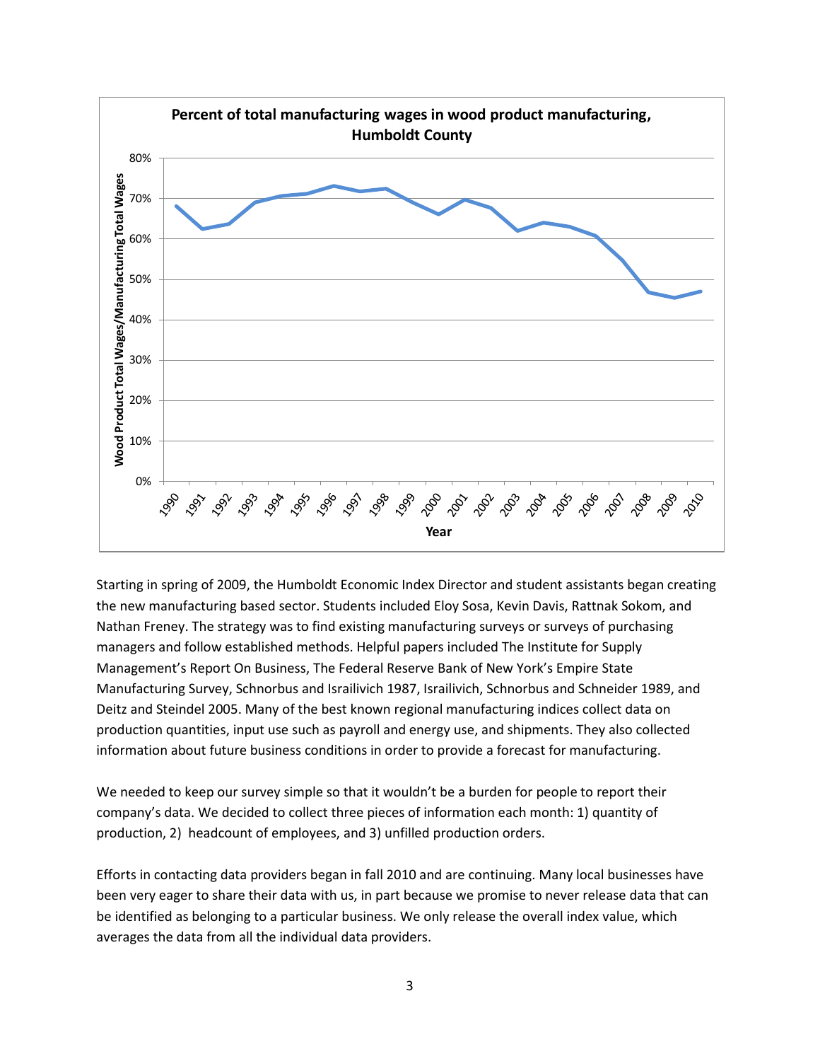**Percent of total manufacturing wages in wood product manufacturing, Humboldt County**

Starting in spring of 2009, the Humboldt Economic Index Director and student assistants began creating the new manufacturing based sector. Students included Eloy Sosa, Kevin Davis, Rattnak Sokom, and Nathan Freney. The strategy was to find existing manufacturing surveys or surveys of purchasing managers and follow established methods. Helpful papers included The Institute for Supply Management's Report On Business, The Federal Reserve Bank of New York's Empire State Manufacturing Survey, Schnorbus and Israilivich 1987, Israilivich, Schnorbus and Schneider 1989, and Deitz and Steindel 2005. Many of the best known regional manufacturing indices collect data on production quantities, input use such as payroll and energy use, and shipments. They also collected information about future business conditions in order to provide a forecast for manufacturing.

We needed to keep our survey simple so that it wouldn't be a burden for people to report their company's data. We decided to collect three pieces of information each month: 1) quantity of production, 2) headcount of employees, and 3) unfilled production orders.

Efforts in contacting data providers began in fall 2010 and are continuing. Many local businesses have been very eager to share their data with us, in part because we promise to never release data that can be identified as belonging to a particular business. We only release the overall index value, which averages the data from all the individual data providers.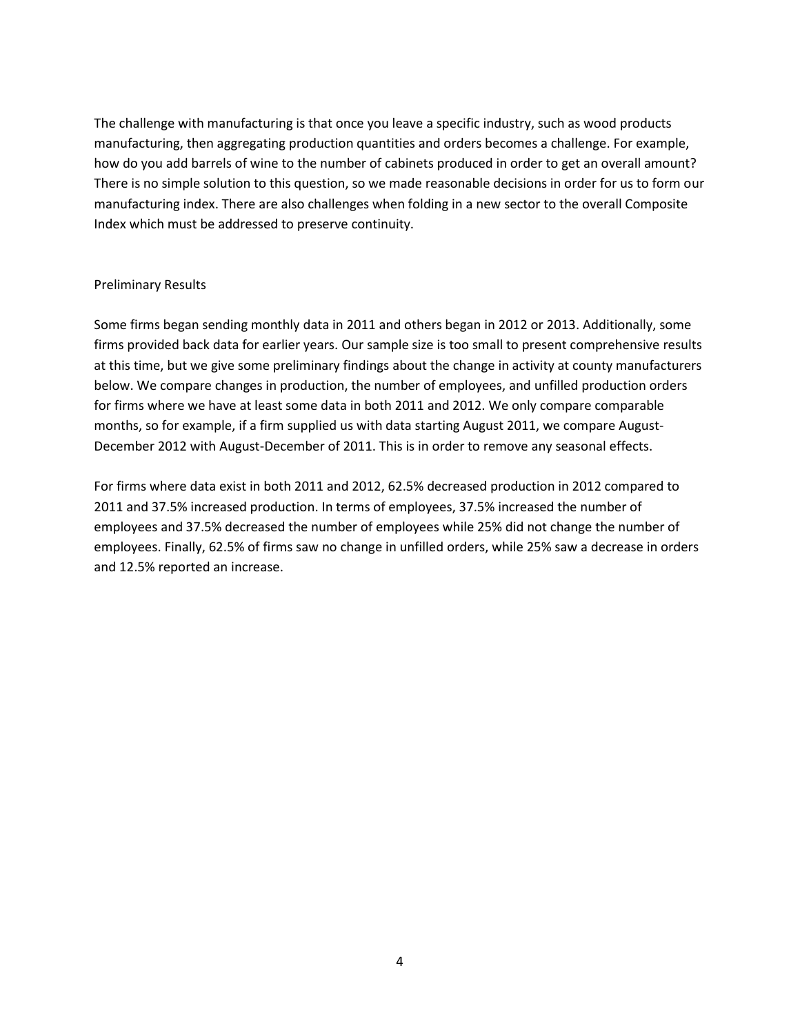The challenge with manufacturing is that once you leave a specific industry, such as wood products manufacturing, then aggregating production quantities and orders becomes a challenge. For example, how do you add barrels of wine to the number of cabinets produced in order to get an overall amount? There is no simple solution to this question, so we made reasonable decisions in order for us to form our manufacturing index. There are also challenges when folding in a new sector to the overall Composite Index which must be addressed to preserve continuity.

## Preliminary Results

Some firms began sending monthly data in 2011 and others began in 2012 or 2013. Additionally, some firms provided back data for earlier years. Our sample size is too small to present comprehensive results at this time, but we give some preliminary findings about the change in activity at county manufacturers below. We compare changes in production, the number of employees, and unfilled production orders for firms where we have at least some data in both 2011 and 2012. We only compare comparable months, so for example, if a firm supplied us with data starting August 2011, we compare August-December 2012 with August-December of 2011. This is in order to remove any seasonal effects.

For firms where data exist in both 2011 and 2012, 62.5% decreased production in 2012 compared to 2011 and 37.5% increased production. In terms of employees, 37.5% increased the number of employees and 37.5% decreased the number of employees while 25% did not change the number of employees. Finally, 62.5% of firms saw no change in unfilled orders, while 25% saw a decrease in orders and 12.5% reported an increase.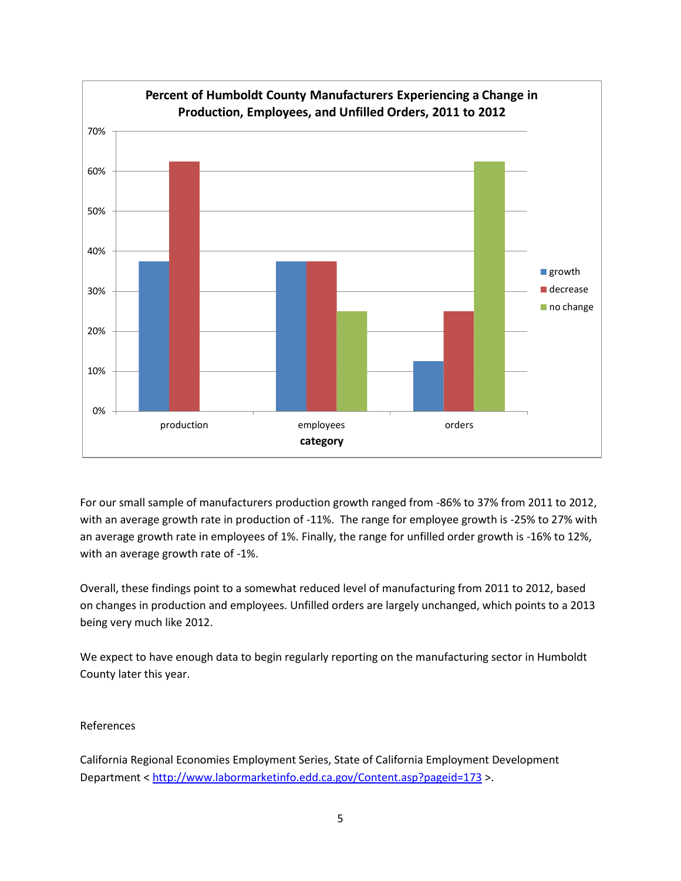**Percent of Humboldt County Manufacturers Experiencing a Change in Production, Employees, and Unfilled Orders, 2011 to 2012**

| category | growth | decrease | no change |
|---|---|---|---|
| production | 37.5% | 62.5% | |
| employees | 37.5% | 37.5% | 25% |
| orders | 12.5% | 25% | 62.5% |

For our small sample of manufacturers production growth ranged from -86% to 37% from 2011 to 2012, with an average growth rate in production of -11%. The range for employee growth is -25% to 27% with an average growth rate in employees of 1%. Finally, the range for unfilled order growth is -16% to 12%, with an average growth rate of -1%.

Overall, these findings point to a somewhat reduced level of manufacturing from 2011 to 2012, based on changes in production and employees. Unfilled orders are largely unchanged, which points to a 2013 being very much like 2012.

We expect to have enough data to begin regularly reporting on the manufacturing sector in Humboldt County later this year.

References

California Regional Economies Employment Series, State of California Employment Development Department < http://www.labormarketinfo.edd.ca.gov/Content.asp?pageid=173 >.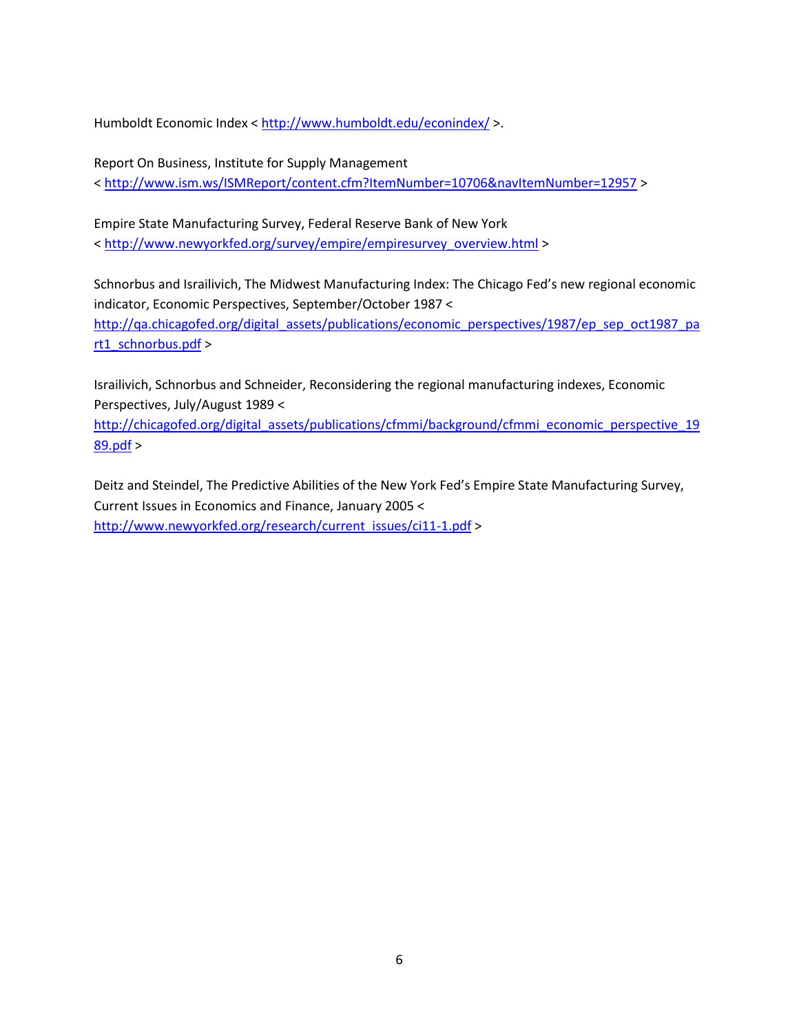Humboldt Economic Index < http://www.humboldt.edu/econindex/ >.

Report On Business, Institute for Supply Management
< http://www.ism.ws/ISMReport/content.cfm?ItemNumber=10706&navItemNumber=12957 >

Empire State Manufacturing Survey, Federal Reserve Bank of New York
< http://www.newyorkfed.org/survey/empire/empiresurvey_overview.html >

Schnorbus and Israilivich, The Midwest Manufacturing Index: The Chicago Fed's new regional economic indicator, Economic Perspectives, September/October 1987 < http://qa.chicagofed.org/digital_assets/publications/economic_perspectives/1987/ep_sep_oct1987_part1_schnorbus.pdf >

Israilivich, Schnorbus and Schneider, Reconsidering the regional manufacturing indexes, Economic Perspectives, July/August 1989 < http://chicagofed.org/digital_assets/publications/cfmmi/background/cfmmi_economic_perspective_1989.pdf >

Deitz and Steindel, The Predictive Abilities of the New York Fed's Empire State Manufacturing Survey, Current Issues in Economics and Finance, January 2005 < http://www.newyorkfed.org/research/current_issues/ci11-1.pdf >